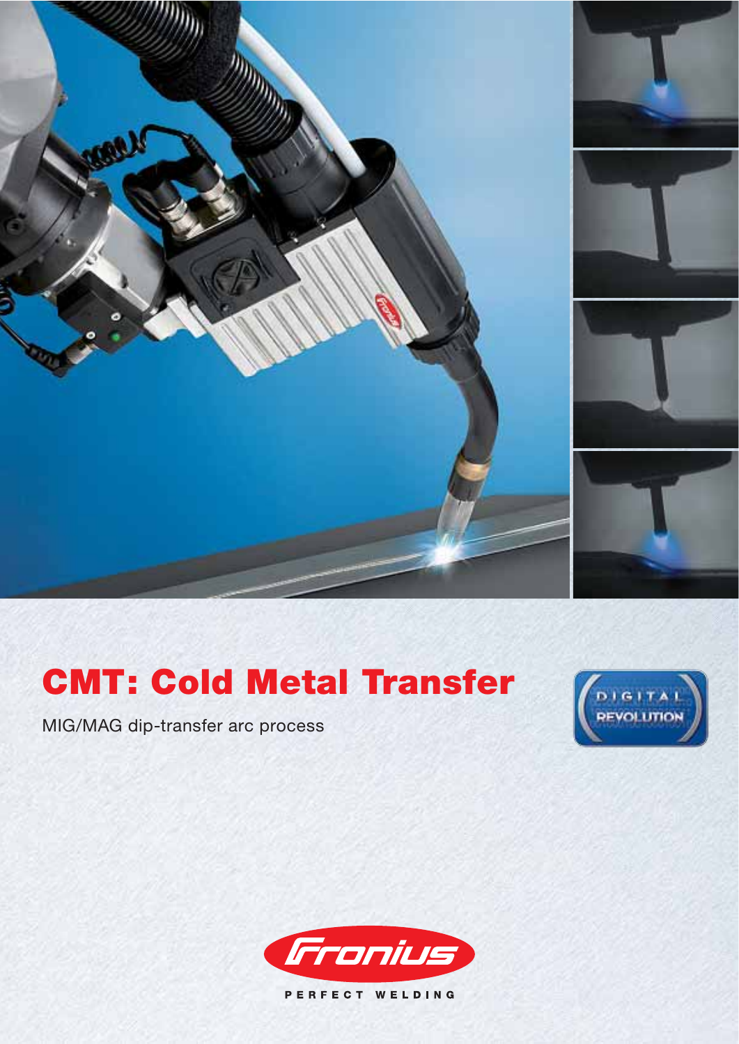# CMT: Cold Metal Transfer

MIG/MAG dip-transfer arc process

DIGITAL REVOLUTION

Fronius

PERFECT WELDING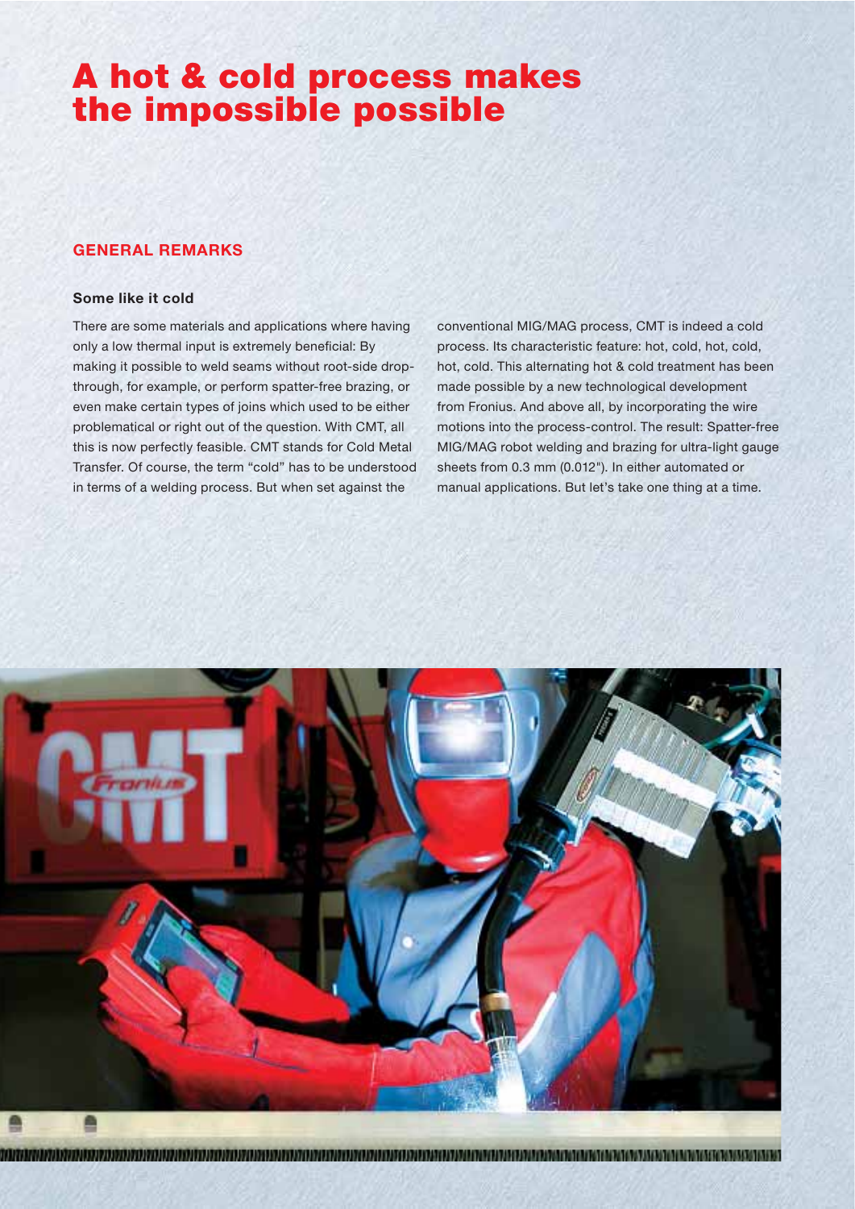# A hot & cold process makes the impossible possible

## GENERAL REMARKS

### Some like it cold

There are some materials and applications where having only a low thermal input is extremely beneficial: By making it possible to weld seams without root-side drop-through, for example, or perform spatter-free brazing, or even make certain types of joins which used to be either problematical or right out of the question. With CMT, all this is now perfectly feasible. CMT stands for Cold Metal Transfer. Of course, the term "cold" has to be understood in terms of a welding process. But when set against the conventional MIG/MAG process, CMT is indeed a cold process. Its characteristic feature: hot, cold, hot, cold, hot, cold. This alternating hot & cold treatment has been made possible by a new technological development from Fronius. And above all, by incorporating the wire motions into the process-control. The result: Spatter-free MIG/MAG robot welding and brazing for ultra-light gauge sheets from 0.3 mm (0.012"). In either automated or manual applications. But let's take one thing at a time.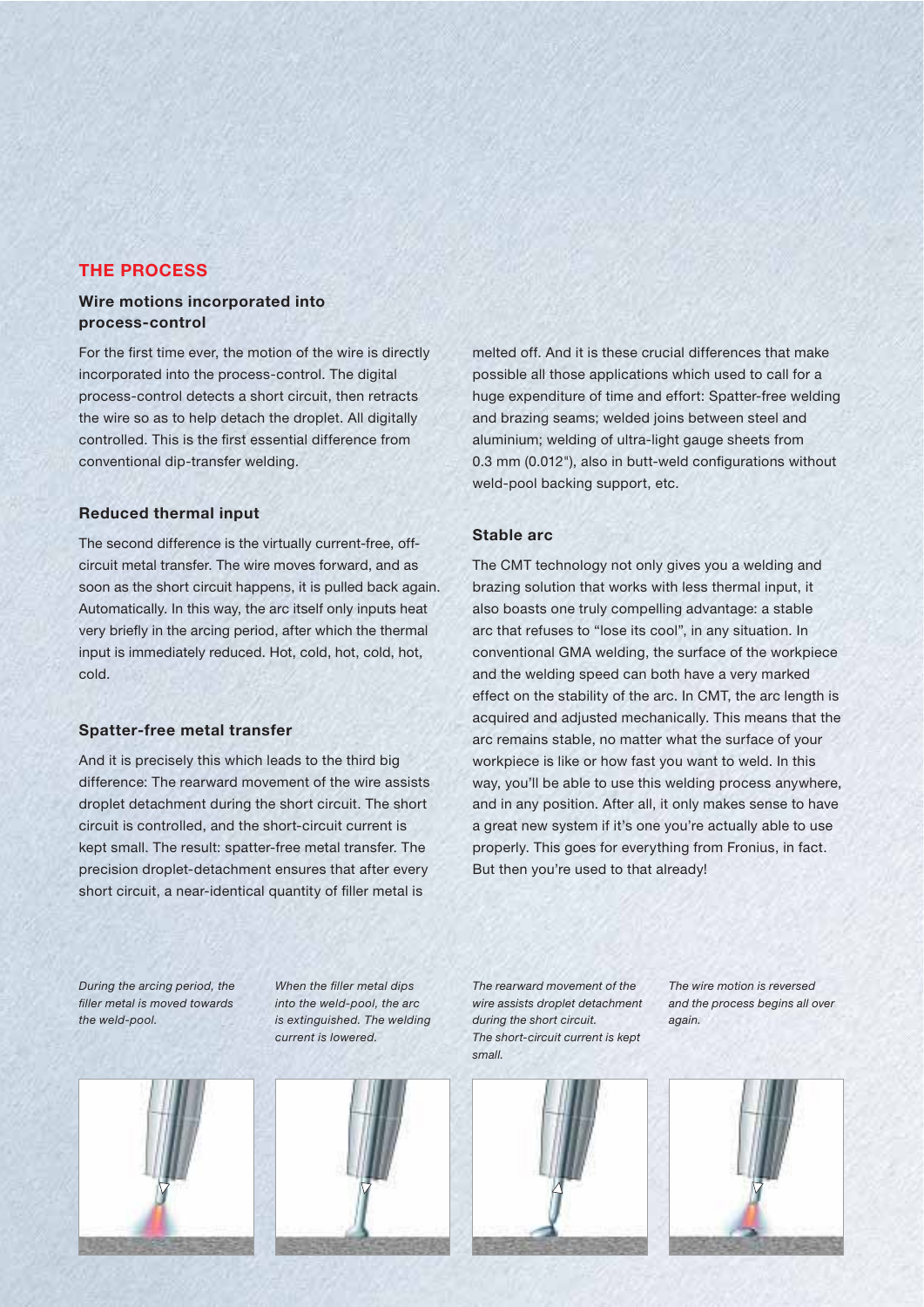## THE PROCESS

### Wire motions incorporated into process-control

For the first time ever, the motion of the wire is directly incorporated into the process-control. The digital process-control detects a short circuit, then retracts the wire so as to help detach the droplet. All digitally controlled. This is the first essential difference from conventional dip-transfer welding.

### Reduced thermal input

The second difference is the virtually current-free, off-circuit metal transfer. The wire moves forward, and as soon as the short circuit happens, it is pulled back again. Automatically. In this way, the arc itself only inputs heat very briefly in the arcing period, after which the thermal input is immediately reduced. Hot, cold, hot, cold, hot, cold.

### Spatter-free metal transfer

And it is precisely this which leads to the third big difference: The rearward movement of the wire assists droplet detachment during the short circuit. The short circuit is controlled, and the short-circuit current is kept small. The result: spatter-free metal transfer. The precision droplet-detachment ensures that after every short circuit, a near-identical quantity of filler metal is melted off. And it is these crucial differences that make possible all those applications which used to call for a huge expenditure of time and effort: Spatter-free welding and brazing seams; welded joins between steel and aluminium; welding of ultra-light gauge sheets from 0.3 mm (0.012"), also in butt-weld configurations without weld-pool backing support, etc.

### Stable arc

The CMT technology not only gives you a welding and brazing solution that works with less thermal input, it also boasts one truly compelling advantage: a stable arc that refuses to "lose its cool", in any situation. In conventional GMA welding, the surface of the workpiece and the welding speed can both have a very marked effect on the stability of the arc. In CMT, the arc length is acquired and adjusted mechanically. This means that the arc remains stable, no matter what the surface of your workpiece is like or how fast you want to weld. In this way, you'll be able to use this welding process anywhere, and in any position. After all, it only makes sense to have a great new system if it's one you're actually able to use properly. This goes for everything from Fronius, in fact. But then you're used to that already!

*During the arcing period, the filler metal is moved towards the weld-pool.*

*When the filler metal dips into the weld-pool, the arc is extinguished. The welding current is lowered.*

*The rearward movement of the wire assists droplet detachment during the short circuit. The short-circuit current is kept small.*

*The wire motion is reversed and the process begins all over again.*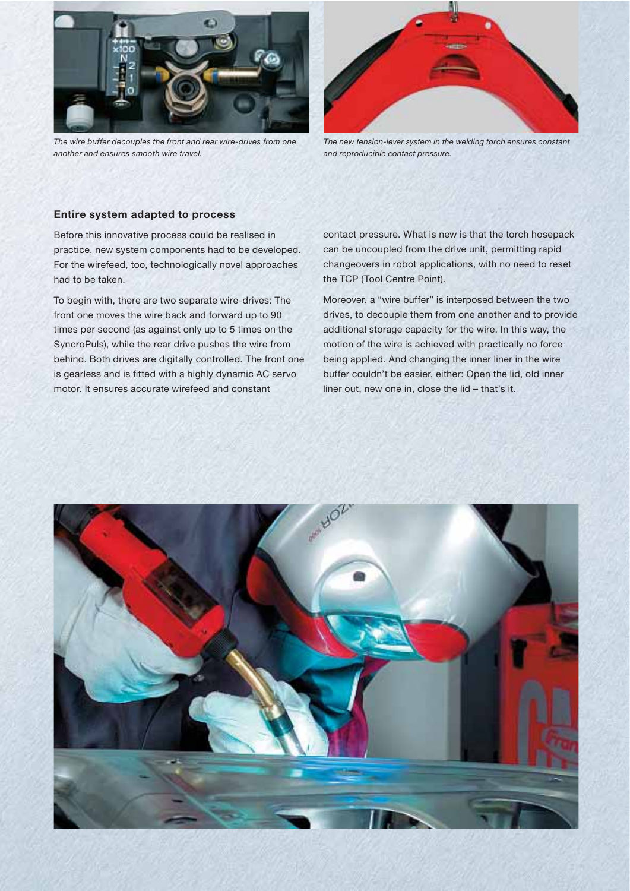*The wire buffer decouples the front and rear wire-drives from one another and ensures smooth wire travel.*

*The new tension-lever system in the welding torch ensures constant and reproducible contact pressure.*

### Entire system adapted to process

Before this innovative process could be realised in practice, new system components had to be developed. For the wirefeed, too, technologically novel approaches had to be taken.

To begin with, there are two separate wire-drives: The front one moves the wire back and forward up to 90 times per second (as against only up to 5 times on the SyncroPuls), while the rear drive pushes the wire from behind. Both drives are digitally controlled. The front one is gearless and is fitted with a highly dynamic AC servo motor. It ensures accurate wirefeed and constant contact pressure. What is new is that the torch hosepack can be uncoupled from the drive unit, permitting rapid changeovers in robot applications, with no need to reset the TCP (Tool Centre Point).

Moreover, a "wire buffer" is interposed between the two drives, to decouple them from one another and to provide additional storage capacity for the wire. In this way, the motion of the wire is achieved with practically no force being applied. And changing the inner liner in the wire buffer couldn't be easier, either: Open the lid, old inner liner out, new one in, close the lid – that's it.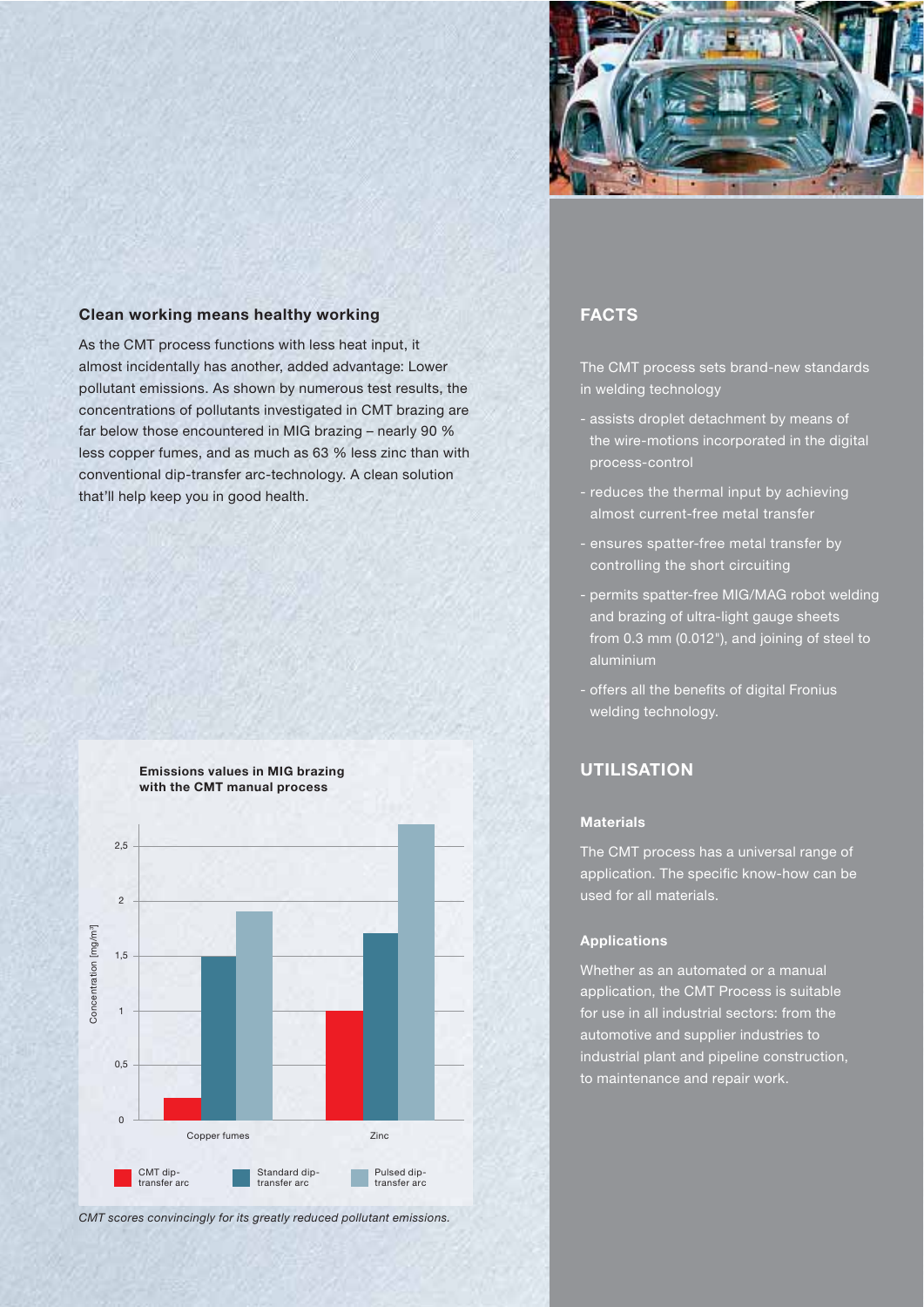## Clean working means healthy working

As the CMT process functions with less heat input, it almost incidentally has another, added advantage: Lower pollutant emissions. As shown by numerous test results, the concentrations of pollutants investigated in CMT brazing are far below those encountered in MIG brazing – nearly 90 % less copper fumes, and as much as 63 % less zinc than with conventional dip-transfer arc-technology. A clean solution that'll help keep you in good health.

**Emissions values in MIG brazing with the CMT manual process**

Concentration [mg/m³]

| | CMT dip-transfer arc | Standard dip-transfer arc | Pulsed dip-transfer arc |
|---|---|---|---|
| Copper fumes | 0,2 | 1,5 | 1,9 |
| Zinc | 1 | 1,7 | 2,7 |

*CMT scores convincingly for its greatly reduced pollutant emissions.*

## FACTS

The CMT process sets brand-new standards in welding technology

- assists droplet detachment by means of the wire-motions incorporated in the digital process-control
- reduces the thermal input by achieving almost current-free metal transfer
- ensures spatter-free metal transfer by controlling the short circuiting
- permits spatter-free MIG/MAG robot welding and brazing of ultra-light gauge sheets from 0.3 mm (0.012"), and joining of steel to aluminium
- offers all the benefits of digital Fronius welding technology.

## UTILISATION

### Materials

The CMT process has a universal range of application. The specific know-how can be used for all materials.

### Applications

Whether as an automated or a manual application, the CMT Process is suitable for use in all industrial sectors: from the automotive and supplier industries to industrial plant and pipeline construction, to maintenance and repair work.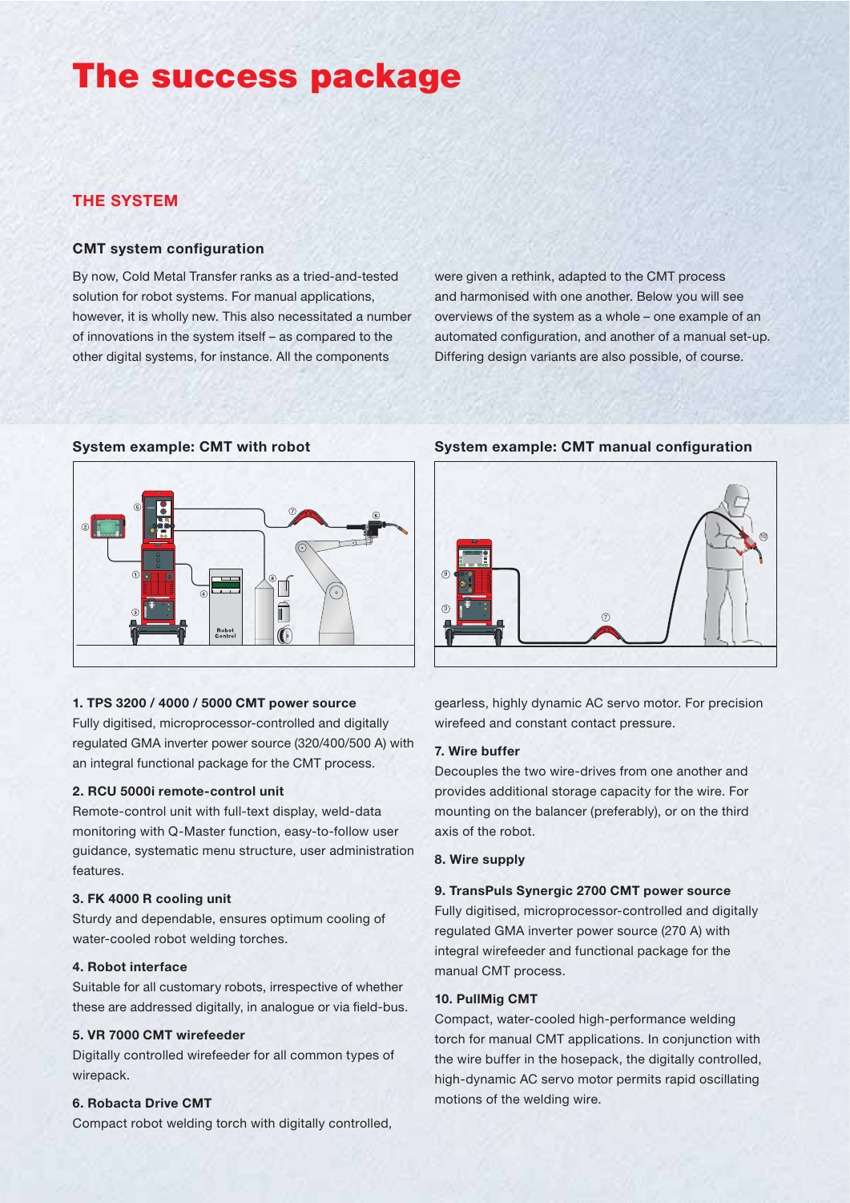# The success package

## THE SYSTEM

### CMT system configuration

By now, Cold Metal Transfer ranks as a tried-and-tested solution for robot systems. For manual applications, however, it is wholly new. This also necessitated a number of innovations in the system itself – as compared to the other digital systems, for instance. All the components were given a rethink, adapted to the CMT process and harmonised with one another. Below you will see overviews of the system as a whole – one example of an automated configuration, and another of a manual set-up. Differing design variants are also possible, of course.

**System example: CMT with robot**

**System example: CMT manual configuration**

**1. TPS 3200 / 4000 / 5000 CMT power source**
Fully digitised, microprocessor-controlled and digitally regulated GMA inverter power source (320/400/500 A) with an integral functional package for the CMT process.

**2. RCU 5000i remote-control unit**
Remote-control unit with full-text display, weld-data monitoring with Q-Master function, easy-to-follow user guidance, systematic menu structure, user administration features.

**3. FK 4000 R cooling unit**
Sturdy and dependable, ensures optimum cooling of water-cooled robot welding torches.

**4. Robot interface**
Suitable for all customary robots, irrespective of whether these are addressed digitally, in analogue or via field-bus.

**5. VR 7000 CMT wirefeeder**
Digitally controlled wirefeeder for all common types of wirepack.

**6. Robacta Drive CMT**
Compact robot welding torch with digitally controlled, gearless, highly dynamic AC servo motor. For precision wirefeed and constant contact pressure.

**7. Wire buffer**
Decouples the two wire-drives from one another and provides additional storage capacity for the wire. For mounting on the balancer (preferably), or on the third axis of the robot.

**8. Wire supply**

**9. TransPuls Synergic 2700 CMT power source**
Fully digitised, microprocessor-controlled and digitally regulated GMA inverter power source (270 A) with integral wirefeeder and functional package for the manual CMT process.

**10. PullMig CMT**
Compact, water-cooled high-performance welding torch for manual CMT applications. In conjunction with the wire buffer in the hosepack, the digitally controlled, high-dynamic AC servo motor permits rapid oscillating motions of the welding wire.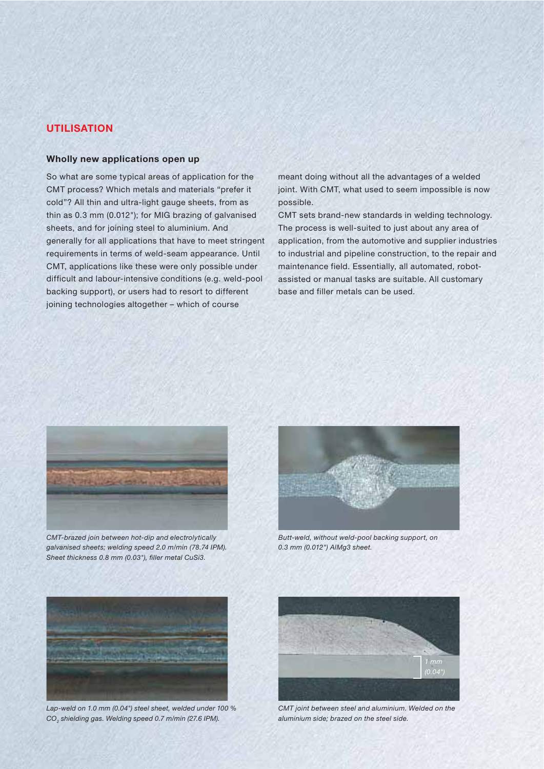## UTILISATION

### Wholly new applications open up

So what are some typical areas of application for the CMT process? Which metals and materials "prefer it cold"? All thin and ultra-light gauge sheets, from as thin as 0.3 mm (0.012"); for MIG brazing of galvanised sheets, and for joining steel to aluminium. And generally for all applications that have to meet stringent requirements in terms of weld-seam appearance. Until CMT, applications like these were only possible under difficult and labour-intensive conditions (e.g. weld-pool backing support), or users had to resort to different joining technologies altogether – which of course meant doing without all the advantages of a welded joint. With CMT, what used to seem impossible is now possible.

CMT sets brand-new standards in welding technology. The process is well-suited to just about any area of application, from the automotive and supplier industries to industrial and pipeline construction, to the repair and maintenance field. Essentially, all automated, robot-assisted or manual tasks are suitable. All customary base and filler metals can be used.

*CMT-brazed join between hot-dip and electrolytically galvanised sheets; welding speed 2.0 m/min (78.74 IPM). Sheet thickness 0.8 mm (0.03"), filler metal CuSi3.*

*Butt-weld, without weld-pool backing support, on 0.3 mm (0.012") AlMg3 sheet.*

*Lap-weld on 1.0 mm (0.04") steel sheet, welded under 100 % $CO_2$ shielding gas. Welding speed 0.7 m/min (27.6 IPM).*

1 mm (0.04")

*CMT joint between steel and aluminium. Welded on the aluminium side; brazed on the steel side.*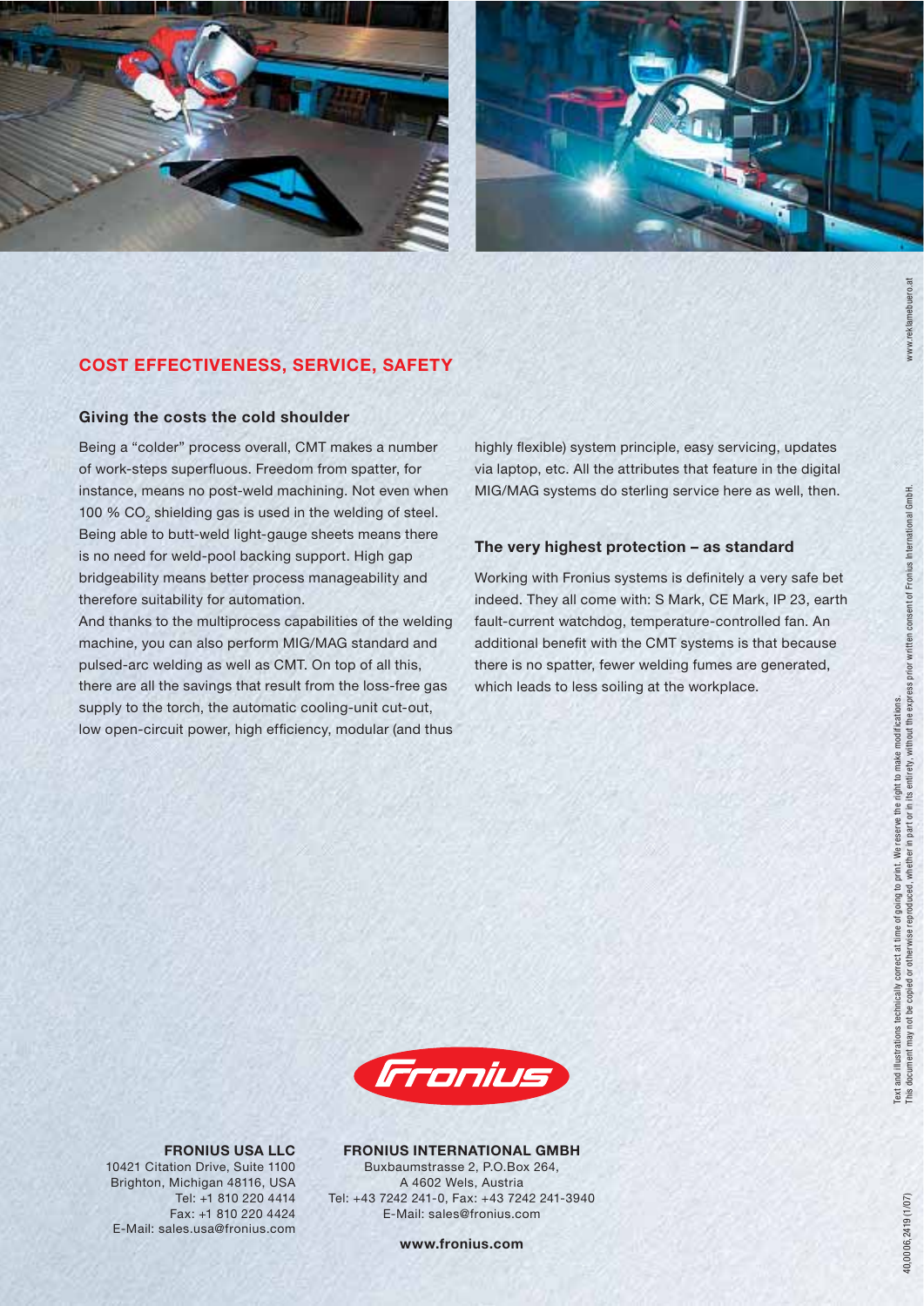## COST EFFECTIVENESS, SERVICE, SAFETY

### Giving the costs the cold shoulder

Being a “colder” process overall, CMT makes a number of work-steps superfluous. Freedom from spatter, for instance, means no post-weld machining. Not even when 100 % $CO_2$ shielding gas is used in the welding of steel. Being able to butt-weld light-gauge sheets means there is no need for weld-pool backing support. High gap bridgeability means better process manageability and therefore suitability for automation.

And thanks to the multiprocess capabilities of the welding machine, you can also perform MIG/MAG standard and pulsed-arc welding as well as CMT. On top of all this, there are all the savings that result from the loss-free gas supply to the torch, the automatic cooling-unit cut-out, low open-circuit power, high efficiency, modular (and thus highly flexible) system principle, easy servicing, updates via laptop, etc. All the attributes that feature in the digital MIG/MAG systems do sterling service here as well, then.

### The very highest protection – as standard

Working with Fronius systems is definitely a very safe bet indeed. They all come with: S Mark, CE Mark, IP 23, earth fault-current watchdog, temperature-controlled fan. An additional benefit with the CMT systems is that because there is no spatter, fewer welding fumes are generated, which leads to less soiling at the workplace.

Fronius

**FRONIUS USA LLC**
10421 Citation Drive, Suite 1100
Brighton, Michigan 48116, USA
Tel: +1 810 220 4414
Fax: +1 810 220 4424
E-Mail: sales.usa@fronius.com

**FRONIUS INTERNATIONAL GMBH**
Buxbaumstrasse 2, P.O.Box 264,
A 4602 Wels, Austria
Tel: +43 7242 241-0, Fax: +43 7242 241-3940
E-Mail: sales@fronius.com

**www.fronius.com**

Text and illustrations technically correct at time of going to print. We reserve the right to make modifications.
This document may not be copied or otherwise reproduced, whether in part or in its entirety, without the express prior written consent of Fronius International GmbH.

www.reklamebuero.at

40,0006,2419 (1/07)